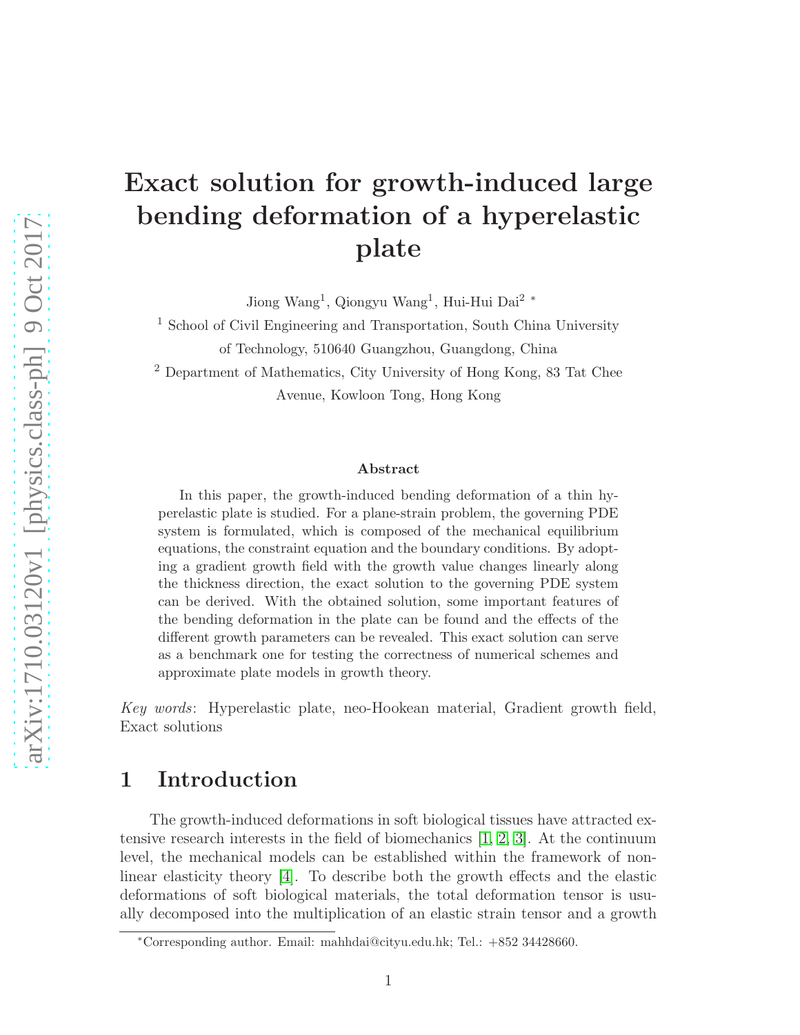# Exact solution for growth-induced large bending deformation of a hyperelastic plate

Jiong Wang[1], Qiongyu Wang[1], Hui-Hui Dai[2] *

[1] School of Civil Engineering and Transportation, South China University of Technology, 510640 Guangzhou, Guangdong, China

[2] Department of Mathematics, City University of Hong Kong, 83 Tat Chee Avenue, Kowloon Tong, Hong Kong

### Abstract

In this paper, the growth-induced bending deformation of a thin hyperelastic plate is studied. For a plane-strain problem, the governing PDE system is formulated, which is composed of the mechanical equilibrium equations, the constraint equation and the boundary conditions. By adopting a gradient growth field with the growth value changes linearly along the thickness direction, the exact solution to the governing PDE system can be derived. With the obtained solution, some important features of the bending deformation in the plate can be found and the effects of the different growth parameters can be revealed. This exact solution can serve as a benchmark one for testing the correctness of numerical schemes and approximate plate models in growth theory.

*Key words*: Hyperelastic plate, neo-Hookean material, Gradient growth field, Exact solutions

## 1 Introduction

The growth-induced deformations in soft biological tissues have attracted extensive research interests in the field of biomechanics [1, 2, 3]. At the continuum level, the mechanical models can be established within the framework of nonlinear elasticity theory [4]. To describe both the growth effects and the elastic deformations of soft biological materials, the total deformation tensor is usually decomposed into the multiplication of an elastic strain tensor and a growth

*Corresponding author. Email: mahhdai@cityu.edu.hk; Tel.: +852 34428660.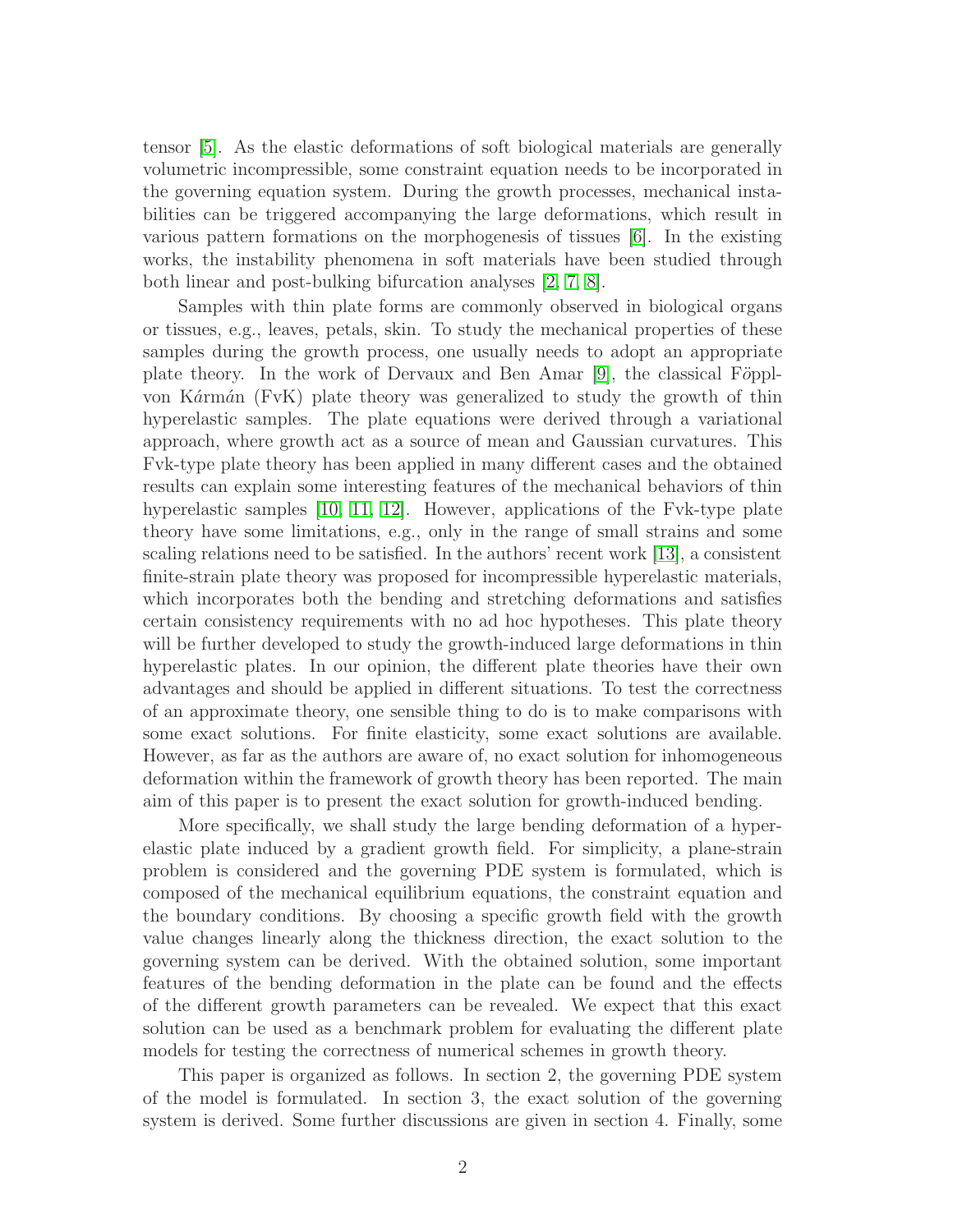tensor [5]. As the elastic deformations of soft biological materials are generally volumetric incompressible, some constraint equation needs to be incorporated in the governing equation system. During the growth processes, mechanical instabilities can be triggered accompanying the large deformations, which result in various pattern formations on the morphogenesis of tissues [6]. In the existing works, the instability phenomena in soft materials have been studied through both linear and post-bulking bifurcation analyses [2, 7, 8].

Samples with thin plate forms are commonly observed in biological organs or tissues, e.g., leaves, petals, skin. To study the mechanical properties of these samples during the growth process, one usually needs to adopt an appropriate plate theory. In the work of Dervaux and Ben Amar [9], the classical Föppl-von Kármán (FvK) plate theory was generalized to study the growth of thin hyperelastic samples. The plate equations were derived through a variational approach, where growth act as a source of mean and Gaussian curvatures. This Fvk-type plate theory has been applied in many different cases and the obtained results can explain some interesting features of the mechanical behaviors of thin hyperelastic samples [10, 11, 12]. However, applications of the Fvk-type plate theory have some limitations, e.g., only in the range of small strains and some scaling relations need to be satisfied. In the authors' recent work [13], a consistent finite-strain plate theory was proposed for incompressible hyperelastic materials, which incorporates both the bending and stretching deformations and satisfies certain consistency requirements with no ad hoc hypotheses. This plate theory will be further developed to study the growth-induced large deformations in thin hyperelastic plates. In our opinion, the different plate theories have their own advantages and should be applied in different situations. To test the correctness of an approximate theory, one sensible thing to do is to make comparisons with some exact solutions. For finite elasticity, some exact solutions are available. However, as far as the authors are aware of, no exact solution for inhomogeneous deformation within the framework of growth theory has been reported. The main aim of this paper is to present the exact solution for growth-induced bending.

More specifically, we shall study the large bending deformation of a hyperelastic plate induced by a gradient growth field. For simplicity, a plane-strain problem is considered and the governing PDE system is formulated, which is composed of the mechanical equilibrium equations, the constraint equation and the boundary conditions. By choosing a specific growth field with the growth value changes linearly along the thickness direction, the exact solution to the governing system can be derived. With the obtained solution, some important features of the bending deformation in the plate can be found and the effects of the different growth parameters can be revealed. We expect that this exact solution can be used as a benchmark problem for evaluating the different plate models for testing the correctness of numerical schemes in growth theory.

This paper is organized as follows. In section 2, the governing PDE system of the model is formulated. In section 3, the exact solution of the governing system is derived. Some further discussions are given in section 4. Finally, some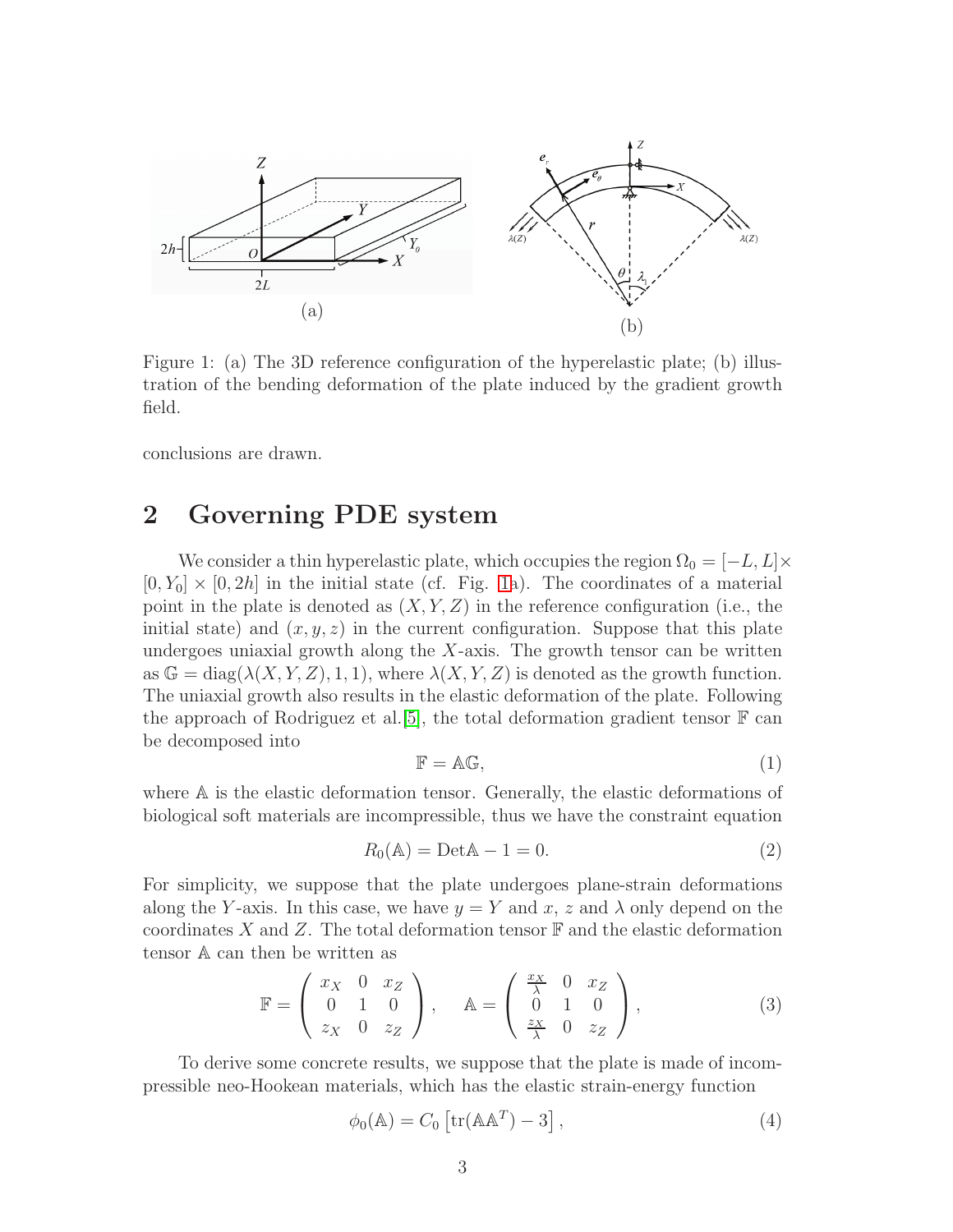Figure 1: (a) The 3D reference configuration of the hyperelastic plate; (b) illustration of the bending deformation of the plate induced by the gradient growth field.

conclusions are drawn.

## 2 Governing PDE system

We consider a thin hyperelastic plate, which occupies the region $\Omega_0 = [-L, L] \times [0, Y_0] \times [0, 2h]$ in the initial state (cf. Fig. 1a). The coordinates of a material point in the plate is denoted as $(X, Y, Z)$ in the reference configuration (i.e., the initial state) and $(x, y, z)$ in the current configuration. Suppose that this plate undergoes uniaxial growth along the $X$-axis. The growth tensor can be written as $\mathbb{G} = \text{diag}(\lambda(X, Y, Z), 1, 1)$, where $\lambda(X, Y, Z)$ is denoted as the growth function. The uniaxial growth also results in the elastic deformation of the plate. Following the approach of Rodriguez et al.[5], the total deformation gradient tensor $\mathbb{F}$ can be decomposed into

$$\mathbb{F} = \mathbb{A}\mathbb{G}, \tag{1}$$

where $\mathbb{A}$ is the elastic deformation tensor. Generally, the elastic deformations of biological soft materials are incompressible, thus we have the constraint equation

$$R_0(\mathbb{A}) = \text{Det}\mathbb{A} - 1 = 0. \tag{2}$$

For simplicity, we suppose that the plate undergoes plane-strain deformations along the $Y$-axis. In this case, we have $y = Y$ and $x$, $z$ and $\lambda$ only depend on the coordinates $X$ and $Z$. The total deformation tensor $\mathbb{F}$ and the elastic deformation tensor $\mathbb{A}$ can then be written as

$$\mathbb{F} = \begin{pmatrix} x_X & 0 & x_Z \\ 0 & 1 & 0 \\ z_X & 0 & z_Z \end{pmatrix}, \quad \mathbb{A} = \begin{pmatrix} \frac{x_X}{\lambda} & 0 & x_Z \\ 0 & 1 & 0 \\ \frac{z_X}{\lambda} & 0 & z_Z \end{pmatrix}, \tag{3}$$

To derive some concrete results, we suppose that the plate is made of incompressible neo-Hookean materials, which has the elastic strain-energy function

$$\phi_0(\mathbb{A}) = C_0 \left[ \text{tr}(\mathbb{A}\mathbb{A}^T) - 3 \right], \tag{4}$$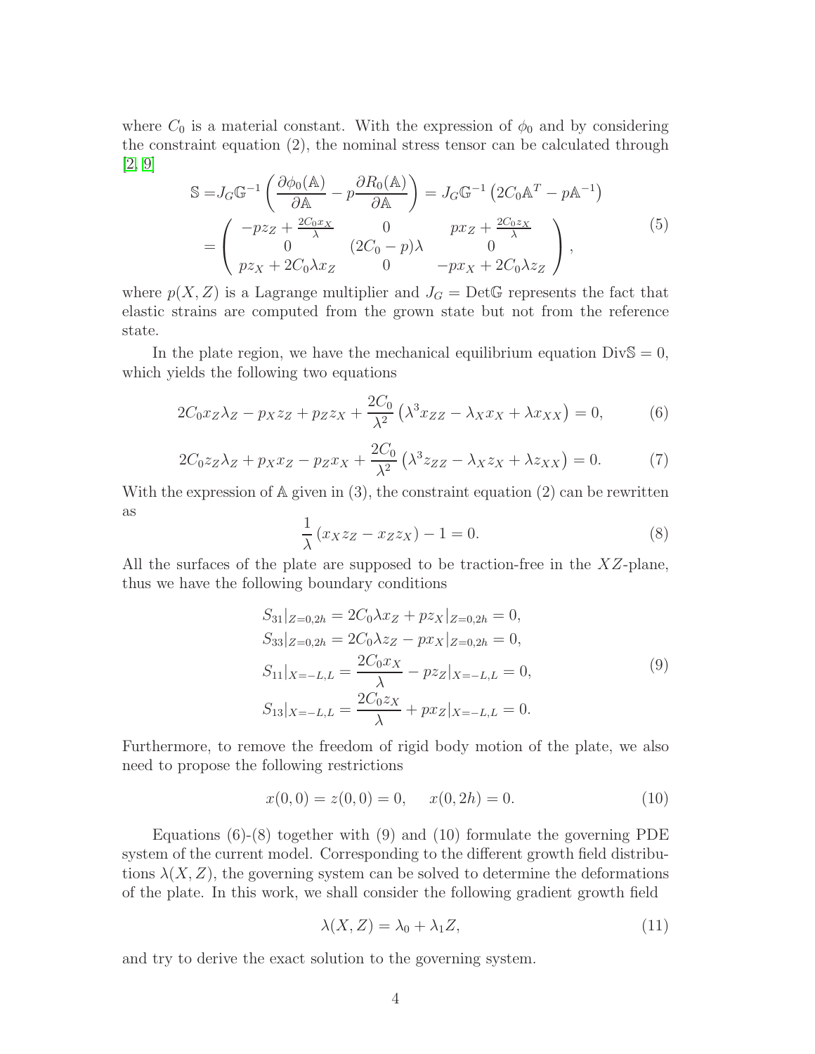where $C_0$ is a material constant. With the expression of $\phi_0$ and by considering the constraint equation (2), the nominal stress tensor can be calculated through [2, 9]

$$
\begin{aligned}
\mathbb{S} =& J_G \mathbb{G}^{-1} \left( \frac{\partial \phi_0(\mathbb{A})}{\partial \mathbb{A}} - p \frac{\partial R_0(\mathbb{A})}{\partial \mathbb{A}} \right) = J_G \mathbb{G}^{-1} \left( 2C_0 \mathbb{A}^T - p\mathbb{A}^{-1} \right) \\
=& \begin{pmatrix} -p z_Z + \frac{2C_0 x_X}{\lambda} & 0 & p x_Z + \frac{2C_0 z_X}{\lambda} \\ 0 & (2C_0 - p)\lambda & 0 \\ p z_X + 2C_0 \lambda x_Z & 0 & -p x_X + 2C_0 \lambda z_Z \end{pmatrix},
\end{aligned} \tag{5}
$$

where $p(X, Z)$ is a Lagrange multiplier and $J_G = \mathrm{Det}\mathbb{G}$ represents the fact that elastic strains are computed from the grown state but not from the reference state.

In the plate region, we have the mechanical equilibrium equation $\mathrm{Div}\mathbb{S} = 0$, which yields the following two equations

$$
2C_0 x_Z \lambda_Z - p_X z_Z + p_Z z_X + \frac{2C_0}{\lambda^2} \left( \lambda^3 x_{ZZ} - \lambda_X x_X + \lambda x_{XX} \right) = 0, \tag{6}
$$

$$
2C_0 z_Z \lambda_Z + p_X x_Z - p_Z x_X + \frac{2C_0}{\lambda^2} \left( \lambda^3 z_{ZZ} - \lambda_X z_X + \lambda z_{XX} \right) = 0. \tag{7}
$$

With the expression of $\mathbb{A}$ given in (3), the constraint equation (2) can be rewritten as

$$
\frac{1}{\lambda} \left( x_X z_Z - x_Z z_X \right) - 1 = 0. \tag{8}
$$

All the surfaces of the plate are supposed to be traction-free in the $XZ$-plane, thus we have the following boundary conditions

$$
\begin{aligned}
S_{31}|_{Z=0,2h} &= 2C_0 \lambda x_Z + p z_X|_{Z=0,2h} = 0, \\
S_{33}|_{Z=0,2h} &= 2C_0 \lambda z_Z - p x_X|_{Z=0,2h} = 0, \\
S_{11}|_{X=-L,L} &= \frac{2C_0 x_X}{\lambda} - p z_Z|_{X=-L,L} = 0, \\
S_{13}|_{X=-L,L} &= \frac{2C_0 z_X}{\lambda} + p x_Z|_{X=-L,L} = 0.
\end{aligned} \tag{9}
$$

Furthermore, to remove the freedom of rigid body motion of the plate, we also need to propose the following restrictions

$$
x(0,0) = z(0,0) = 0, \quad x(0, 2h) = 0. \tag{10}
$$

Equations (6)-(8) together with (9) and (10) formulate the governing PDE system of the current model. Corresponding to the different growth field distributions $\lambda(X, Z)$, the governing system can be solved to determine the deformations of the plate. In this work, we shall consider the following gradient growth field

$$
\lambda(X, Z) = \lambda_0 + \lambda_1 Z, \tag{11}
$$

and try to derive the exact solution to the governing system.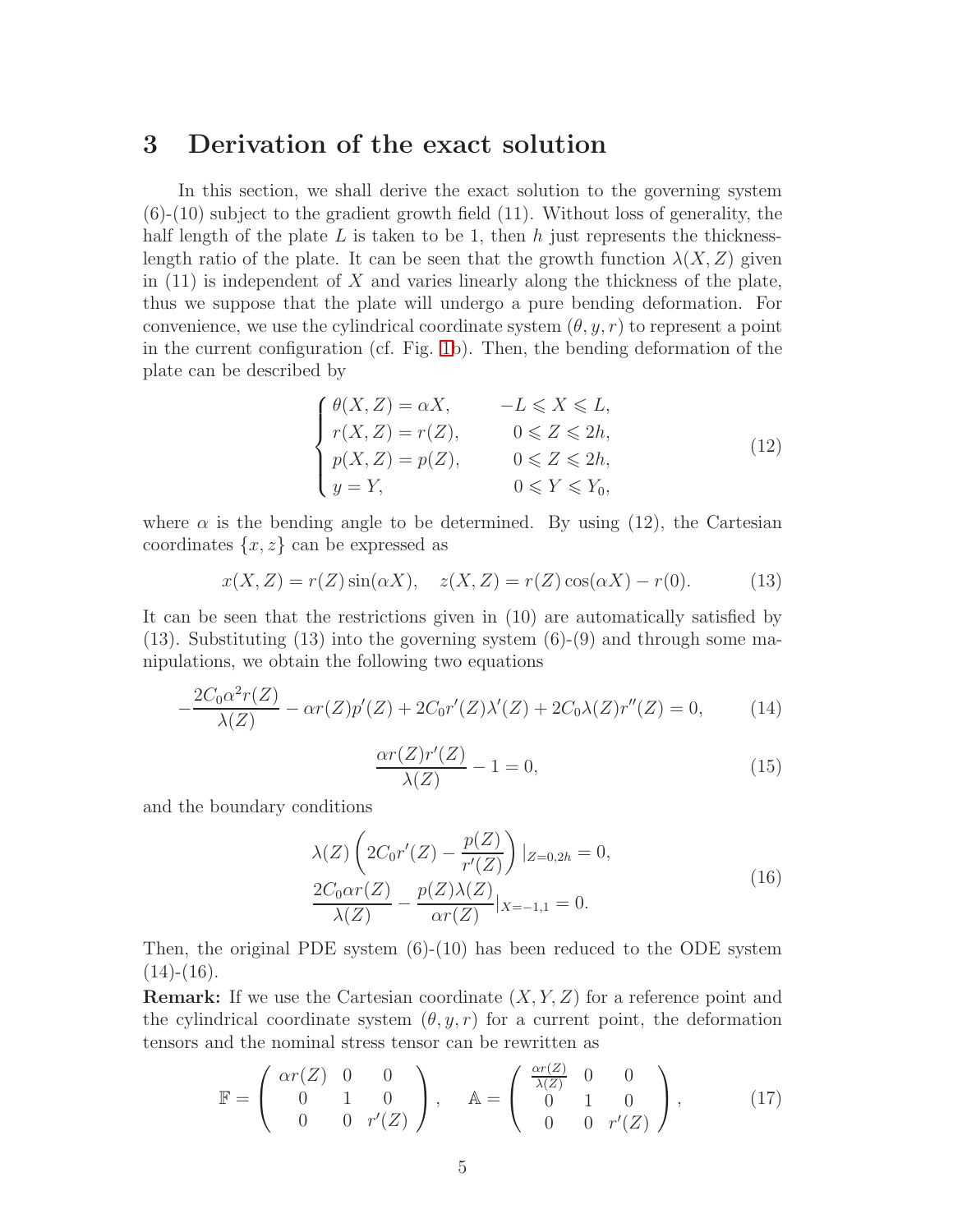# 3 Derivation of the exact solution

In this section, we shall derive the exact solution to the governing system (6)-(10) subject to the gradient growth field (11). Without loss of generality, the half length of the plate $L$ is taken to be 1, then $h$ just represents the thickness-length ratio of the plate. It can be seen that the growth function $\lambda(X, Z)$ given in (11) is independent of $X$ and varies linearly along the thickness of the plate, thus we suppose that the plate will undergo a pure bending deformation. For convenience, we use the cylindrical coordinate system $(\theta, y, r)$ to represent a point in the current configuration (cf. Fig. 1b). Then, the bending deformation of the plate can be described by

$$
\begin{cases}
\theta(X, Z) = \alpha X, & -L \leqslant X \leqslant L, \\
r(X, Z) = r(Z), & 0 \leqslant Z \leqslant 2h, \\
p(X, Z) = p(Z), & 0 \leqslant Z \leqslant 2h, \\
y = Y, & 0 \leqslant Y \leqslant Y_0,
\end{cases}
\tag{12}
$$

where $\alpha$ is the bending angle to be determined. By using (12), the Cartesian coordinates $\{x, z\}$ can be expressed as

$$
x(X, Z) = r(Z)\sin(\alpha X), \quad z(X, Z) = r(Z)\cos(\alpha X) - r(0). \tag{13}
$$

It can be seen that the restrictions given in (10) are automatically satisfied by (13). Substituting (13) into the governing system (6)-(9) and through some manipulations, we obtain the following two equations

$$
-\frac{2C_0\alpha^2 r(Z)}{\lambda(Z)} - \alpha r(Z)p'(Z) + 2C_0 r'(Z)\lambda'(Z) + 2C_0\lambda(Z)r''(Z) = 0, \tag{14}
$$

$$
\frac{\alpha r(Z)r'(Z)}{\lambda(Z)} - 1 = 0, \tag{15}
$$

and the boundary conditions

$$
\begin{aligned}
&\lambda(Z)\left(2C_0 r'(Z) - \frac{p(Z)}{r'(Z)}\right)|_{Z=0,2h} = 0, \\
&\frac{2C_0\alpha r(Z)}{\lambda(Z)} - \frac{p(Z)\lambda(Z)}{\alpha r(Z)}|_{X=-1,1} = 0.
\end{aligned}
\tag{16}
$$

Then, the original PDE system (6)-(10) has been reduced to the ODE system (14)-(16).

**Remark:** If we use the Cartesian coordinate $(X, Y, Z)$ for a reference point and the cylindrical coordinate system $(\theta, y, r)$ for a current point, the deformation tensors and the nominal stress tensor can be rewritten as

$$
\mathbb{F} = \begin{pmatrix} \alpha r(Z) & 0 & 0 \\ 0 & 1 & 0 \\ 0 & 0 & r'(Z) \end{pmatrix}, \quad \mathbb{A} = \begin{pmatrix} \frac{\alpha r(Z)}{\lambda(Z)} & 0 & 0 \\ 0 & 1 & 0 \\ 0 & 0 & r'(Z) \end{pmatrix}, \tag{17}
$$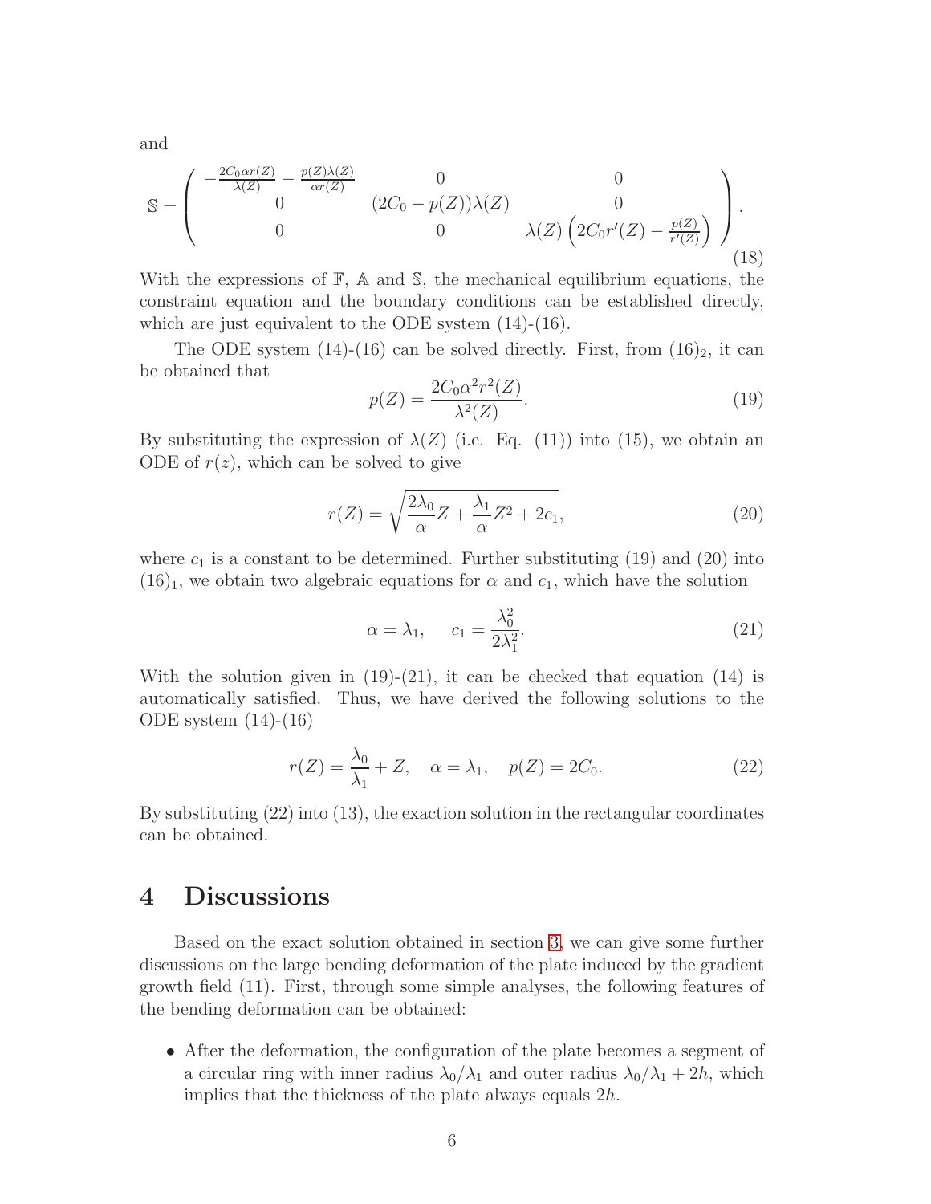and

$$
\mathbb{S} = \begin{pmatrix} -\frac{2C_0 \alpha r(Z)}{\lambda(Z)} - \frac{p(Z)\lambda(Z)}{\alpha r(Z)} & 0 & 0 \\ 0 & (2C_0 - p(Z))\lambda(Z) & 0 \\ 0 & 0 & \lambda(Z)\left(2C_0 r'(Z) - \frac{p(Z)}{r'(Z)}\right) \end{pmatrix}. \tag{18}
$$

With the expressions of $\mathbb{F}$, $\mathbb{A}$ and $\mathbb{S}$, the mechanical equilibrium equations, the constraint equation and the boundary conditions can be established directly, which are just equivalent to the ODE system (14)-(16).

The ODE system (14)-(16) can be solved directly. First, from $(16)_2$, it can be obtained that

$$
p(Z) = \frac{2C_0 \alpha^2 r^2(Z)}{\lambda^2(Z)}. \tag{19}
$$

By substituting the expression of $\lambda(Z)$ (i.e. Eq. (11)) into (15), we obtain an ODE of $r(z)$, which can be solved to give

$$
r(Z) = \sqrt{\frac{2\lambda_0}{\alpha} Z + \frac{\lambda_1}{\alpha} Z^2 + 2c_1}, \tag{20}
$$

where $c_1$ is a constant to be determined. Further substituting (19) and (20) into $(16)_1$, we obtain two algebraic equations for $\alpha$ and $c_1$, which have the solution

$$
\alpha = \lambda_1, \quad c_1 = \frac{\lambda_0^2}{2\lambda_1^2}. \tag{21}
$$

With the solution given in (19)-(21), it can be checked that equation (14) is automatically satisfied. Thus, we have derived the following solutions to the ODE system (14)-(16)

$$
r(Z) = \frac{\lambda_0}{\lambda_1} + Z, \quad \alpha = \lambda_1, \quad p(Z) = 2C_0. \tag{22}
$$

By substituting (22) into (13), the exaction solution in the rectangular coordinates can be obtained.

# 4 Discussions

Based on the exact solution obtained in section 3, we can give some further discussions on the large bending deformation of the plate induced by the gradient growth field (11). First, through some simple analyses, the following features of the bending deformation can be obtained:

- After the deformation, the configuration of the plate becomes a segment of a circular ring with inner radius $\lambda_0/\lambda_1$ and outer radius $\lambda_0/\lambda_1 + 2h$, which implies that the thickness of the plate always equals $2h$.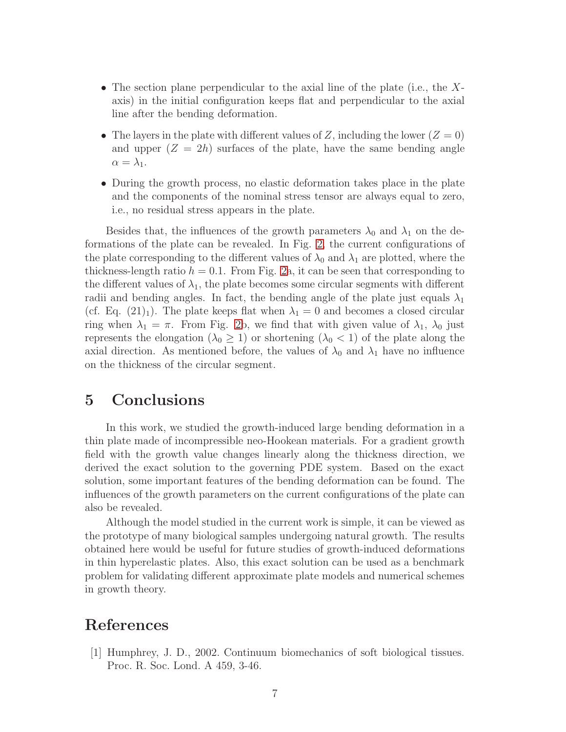- The section plane perpendicular to the axial line of the plate (i.e., the $X$-axis) in the initial configuration keeps flat and perpendicular to the axial line after the bending deformation.
- The layers in the plate with different values of $Z$, including the lower ($Z = 0$) and upper ($Z = 2h$) surfaces of the plate, have the same bending angle $\alpha = \lambda_1$.
- During the growth process, no elastic deformation takes place in the plate and the components of the nominal stress tensor are always equal to zero, i.e., no residual stress appears in the plate.

Besides that, the influences of the growth parameters $\lambda_0$ and $\lambda_1$ on the deformations of the plate can be revealed. In Fig. 2, the current configurations of the plate corresponding to the different values of $\lambda_0$ and $\lambda_1$ are plotted, where the thickness-length ratio $h = 0.1$. From Fig. 2a, it can be seen that corresponding to the different values of $\lambda_1$, the plate becomes some circular segments with different radii and bending angles. In fact, the bending angle of the plate just equals $\lambda_1$ (cf. Eq. $(21)_1$). The plate keeps flat when $\lambda_1 = 0$ and becomes a closed circular ring when $\lambda_1 = \pi$. From Fig. 2b, we find that with given value of $\lambda_1$, $\lambda_0$ just represents the elongation ($\lambda_0 \geq 1$) or shortening ($\lambda_0 < 1$) of the plate along the axial direction. As mentioned before, the values of $\lambda_0$ and $\lambda_1$ have no influence on the thickness of the circular segment.

# 5 Conclusions

In this work, we studied the growth-induced large bending deformation in a thin plate made of incompressible neo-Hookean materials. For a gradient growth field with the growth value changes linearly along the thickness direction, we derived the exact solution to the governing PDE system. Based on the exact solution, some important features of the bending deformation can be found. The influences of the growth parameters on the current configurations of the plate can also be revealed.

Although the model studied in the current work is simple, it can be viewed as the prototype of many biological samples undergoing natural growth. The results obtained here would be useful for future studies of growth-induced deformations in thin hyperelastic plates. Also, this exact solution can be used as a benchmark problem for validating different approximate plate models and numerical schemes in growth theory.

# References

[1] Humphrey, J. D., 2002. Continuum biomechanics of soft biological tissues. Proc. R. Soc. Lond. A 459, 3-46.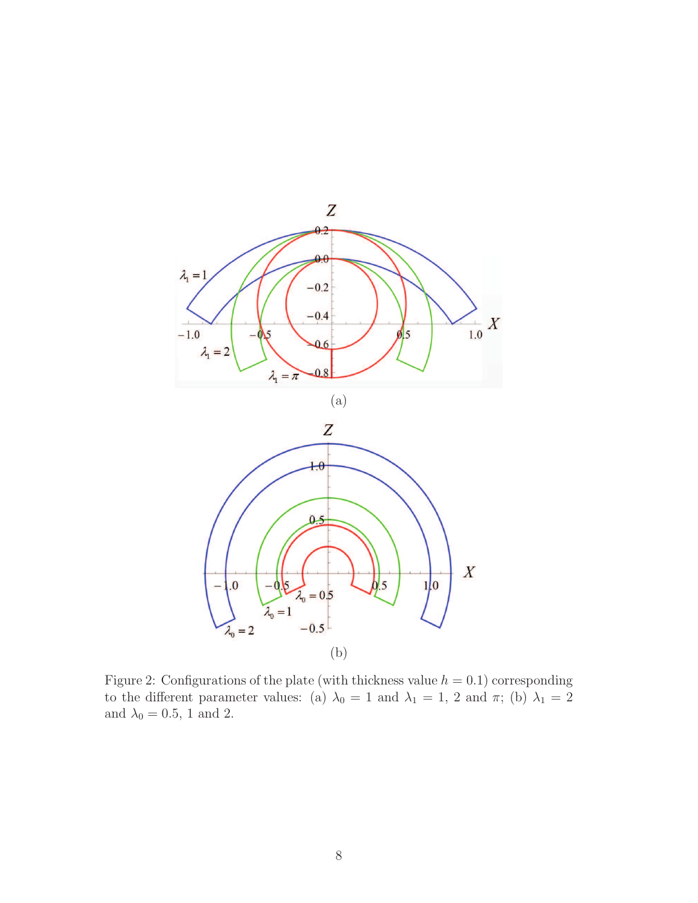(a)

(b)

Figure 2: Configurations of the plate (with thickness value $h = 0.1$) corresponding to the different parameter values: (a) $\lambda_0 = 1$ and $\lambda_1 = 1$, 2 and $\pi$; (b) $\lambda_1 = 2$ and $\lambda_0 = 0.5$, 1 and 2.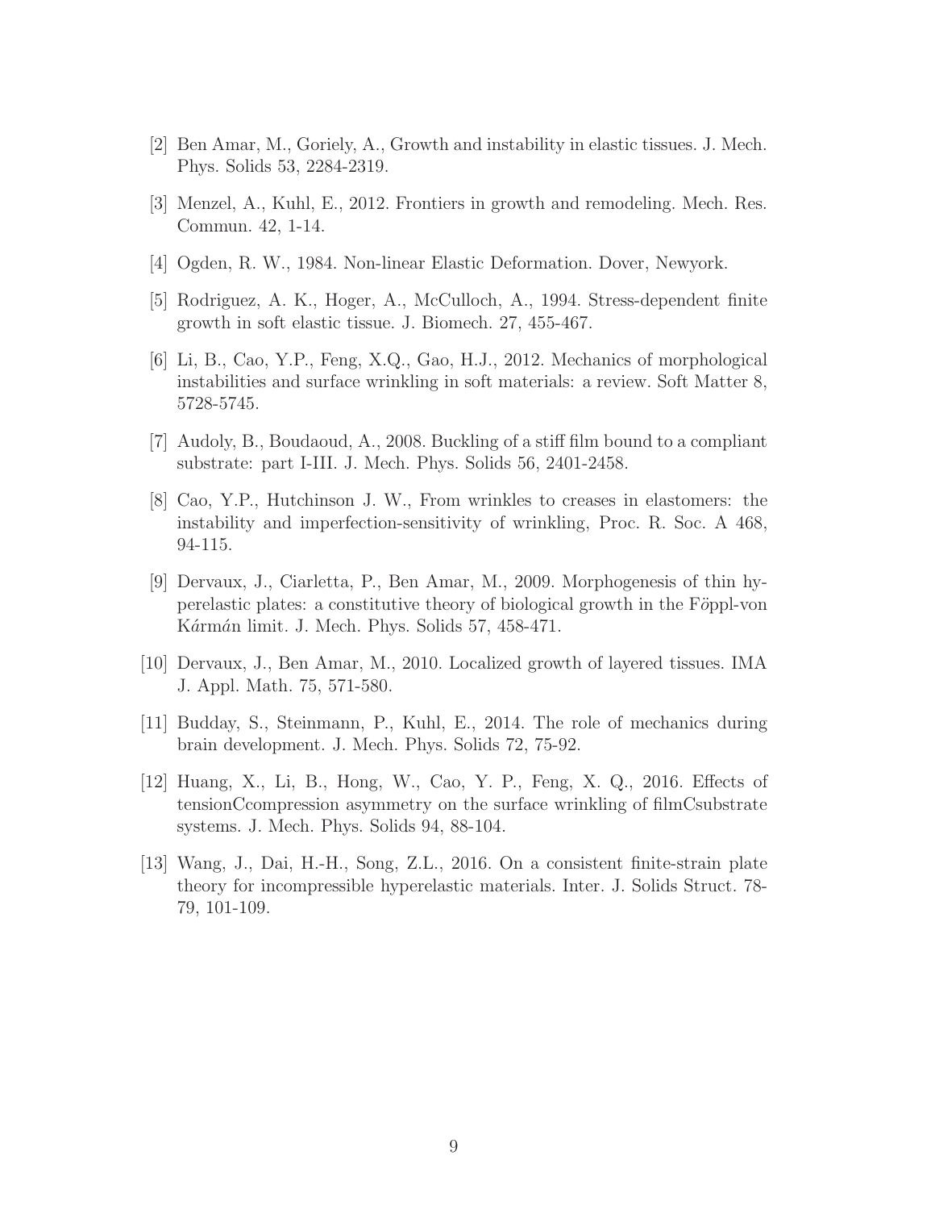[2] Ben Amar, M., Goriely, A., Growth and instability in elastic tissues. J. Mech. Phys. Solids 53, 2284-2319.

[3] Menzel, A., Kuhl, E., 2012. Frontiers in growth and remodeling. Mech. Res. Commun. 42, 1-14.

[4] Ogden, R. W., 1984. Non-linear Elastic Deformation. Dover, Newyork.

[5] Rodriguez, A. K., Hoger, A., McCulloch, A., 1994. Stress-dependent finite growth in soft elastic tissue. J. Biomech. 27, 455-467.

[6] Li, B., Cao, Y.P., Feng, X.Q., Gao, H.J., 2012. Mechanics of morphological instabilities and surface wrinkling in soft materials: a review. Soft Matter 8, 5728-5745.

[7] Audoly, B., Boudaoud, A., 2008. Buckling of a stiff film bound to a compliant substrate: part I-III. J. Mech. Phys. Solids 56, 2401-2458.

[8] Cao, Y.P., Hutchinson J. W., From wrinkles to creases in elastomers: the instability and imperfection-sensitivity of wrinkling, Proc. R. Soc. A 468, 94-115.

[9] Dervaux, J., Ciarletta, P., Ben Amar, M., 2009. Morphogenesis of thin hyperelastic plates: a constitutive theory of biological growth in the Föppl-von Kármán limit. J. Mech. Phys. Solids 57, 458-471.

[10] Dervaux, J., Ben Amar, M., 2010. Localized growth of layered tissues. IMA J. Appl. Math. 75, 571-580.

[11] Budday, S., Steinmann, P., Kuhl, E., 2014. The role of mechanics during brain development. J. Mech. Phys. Solids 72, 75-92.

[12] Huang, X., Li, B., Hong, W., Cao, Y. P., Feng, X. Q., 2016. Effects of tensionCcompression asymmetry on the surface wrinkling of filmCsubstrate systems. J. Mech. Phys. Solids 94, 88-104.

[13] Wang, J., Dai, H.-H., Song, Z.L., 2016. On a consistent finite-strain plate theory for incompressible hyperelastic materials. Inter. J. Solids Struct. 78-79, 101-109.